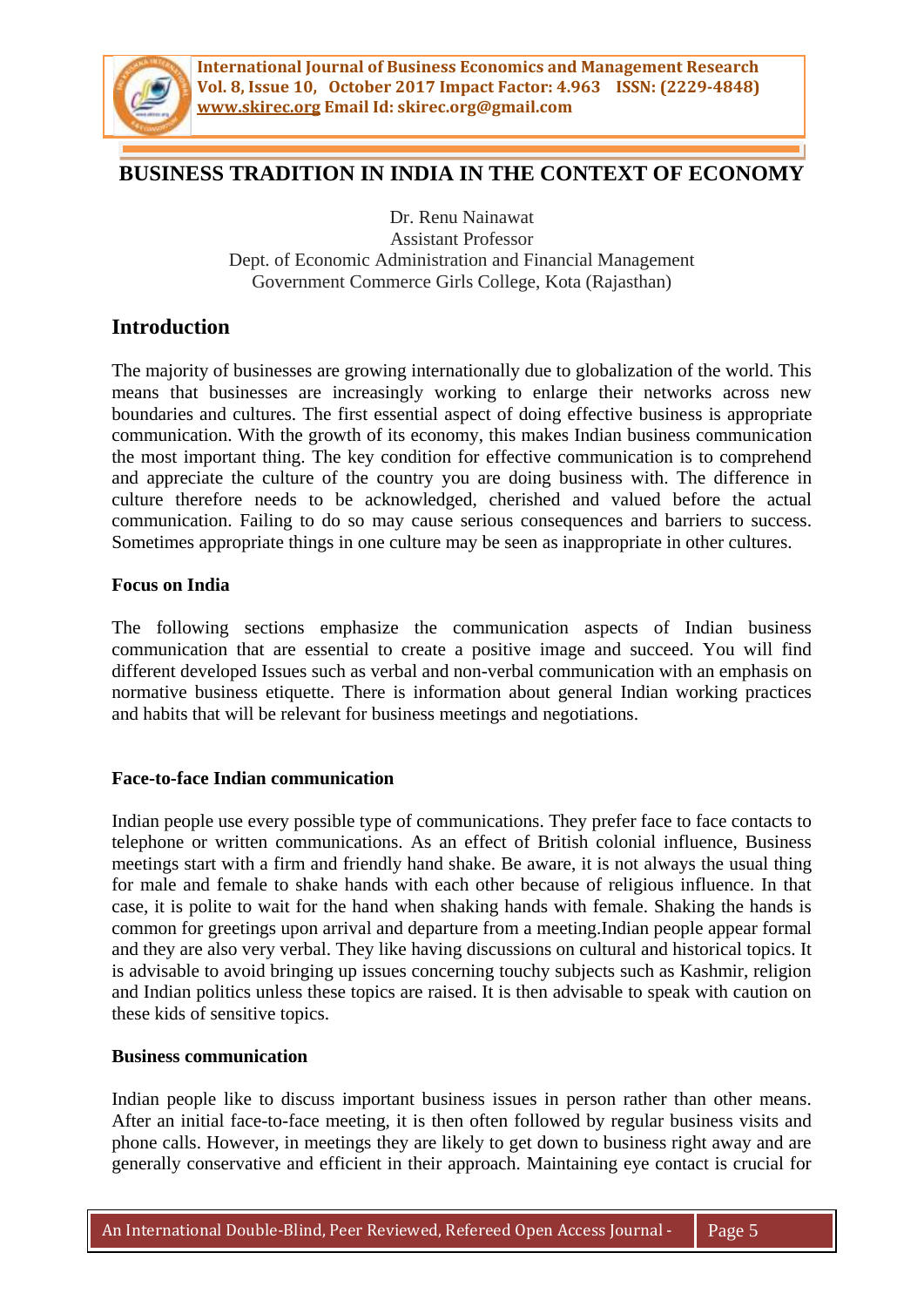# BUSINESS TRADITION IN INDIA IN THE CONTEXT OF ECONOMY

Dr. Renu Nainawat
Assistant Professor
Dept. of Economic Administration and Financial Management
Government Commerce Girls College, Kota (Rajasthan)

## Introduction

The majority of businesses are growing internationally due to globalization of the world. This means that businesses are increasingly working to enlarge their networks across new boundaries and cultures. The first essential aspect of doing effective business is appropriate communication. With the growth of its economy, this makes Indian business communication the most important thing. The key condition for effective communication is to comprehend and appreciate the culture of the country you are doing business with. The difference in culture therefore needs to be acknowledged, cherished and valued before the actual communication. Failing to do so may cause serious consequences and barriers to success. Sometimes appropriate things in one culture may be seen as inappropriate in other cultures.

**Focus on India**

The following sections emphasize the communication aspects of Indian business communication that are essential to create a positive image and succeed. You will find different developed Issues such as verbal and non-verbal communication with an emphasis on normative business etiquette. There is information about general Indian working practices and habits that will be relevant for business meetings and negotiations.

**Face-to-face Indian communication**

Indian people use every possible type of communications. They prefer face to face contacts to telephone or written communications. As an effect of British colonial influence, Business meetings start with a firm and friendly hand shake. Be aware, it is not always the usual thing for male and female to shake hands with each other because of religious influence. In that case, it is polite to wait for the hand when shaking hands with female. Shaking the hands is common for greetings upon arrival and departure from a meeting.Indian people appear formal and they are also very verbal. They like having discussions on cultural and historical topics. It is advisable to avoid bringing up issues concerning touchy subjects such as Kashmir, religion and Indian politics unless these topics are raised. It is then advisable to speak with caution on these kids of sensitive topics.

**Business communication**

Indian people like to discuss important business issues in person rather than other means. After an initial face-to-face meeting, it is then often followed by regular business visits and phone calls. However, in meetings they are likely to get down to business right away and are generally conservative and efficient in their approach. Maintaining eye contact is crucial for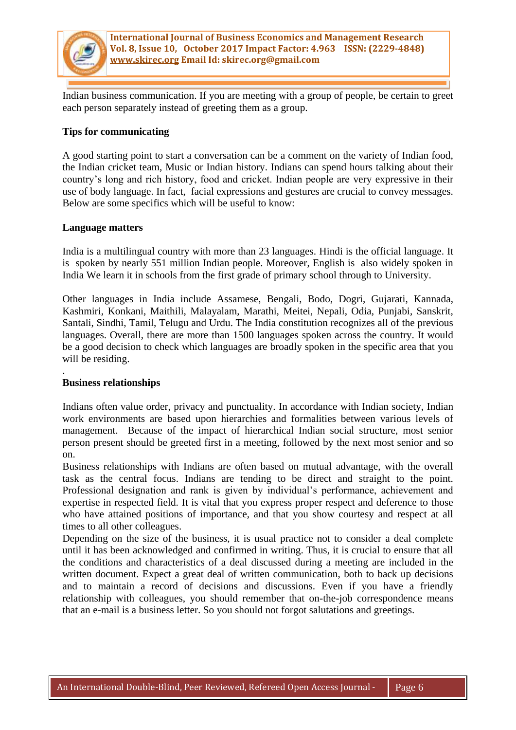Indian business communication. If you are meeting with a group of people, be certain to greet each person separately instead of greeting them as a group.

**Tips for communicating**

A good starting point to start a conversation can be a comment on the variety of Indian food, the Indian cricket team, Music or Indian history. Indians can spend hours talking about their country's long and rich history, food and cricket. Indian people are very expressive in their use of body language. In fact, facial expressions and gestures are crucial to convey messages. Below are some specifics which will be useful to know:

**Language matters**

India is a multilingual country with more than 23 languages. Hindi is the official language. It is spoken by nearly 551 million Indian people. Moreover, English is also widely spoken in India We learn it in schools from the first grade of primary school through to University.

Other languages in India include Assamese, Bengali, Bodo, Dogri, Gujarati, Kannada, Kashmiri, Konkani, Maithili, Malayalam, Marathi, Meitei, Nepali, Odia, Punjabi, Sanskrit, Santali, Sindhi, Tamil, Telugu and Urdu. The India constitution recognizes all of the previous languages. Overall, there are more than 1500 languages spoken across the country. It would be a good decision to check which languages are broadly spoken in the specific area that you will be residing.

.

**Business relationships**

Indians often value order, privacy and punctuality. In accordance with Indian society, Indian work environments are based upon hierarchies and formalities between various levels of management. Because of the impact of hierarchical Indian social structure, most senior person present should be greeted first in a meeting, followed by the next most senior and so on.

Business relationships with Indians are often based on mutual advantage, with the overall task as the central focus. Indians are tending to be direct and straight to the point. Professional designation and rank is given by individual's performance, achievement and expertise in respected field. It is vital that you express proper respect and deference to those who have attained positions of importance, and that you show courtesy and respect at all times to all other colleagues.

Depending on the size of the business, it is usual practice not to consider a deal complete until it has been acknowledged and confirmed in writing. Thus, it is crucial to ensure that all the conditions and characteristics of a deal discussed during a meeting are included in the written document. Expect a great deal of written communication, both to back up decisions and to maintain a record of decisions and discussions. Even if you have a friendly relationship with colleagues, you should remember that on-the-job correspondence means that an e-mail is a business letter. So you should not forgot salutations and greetings.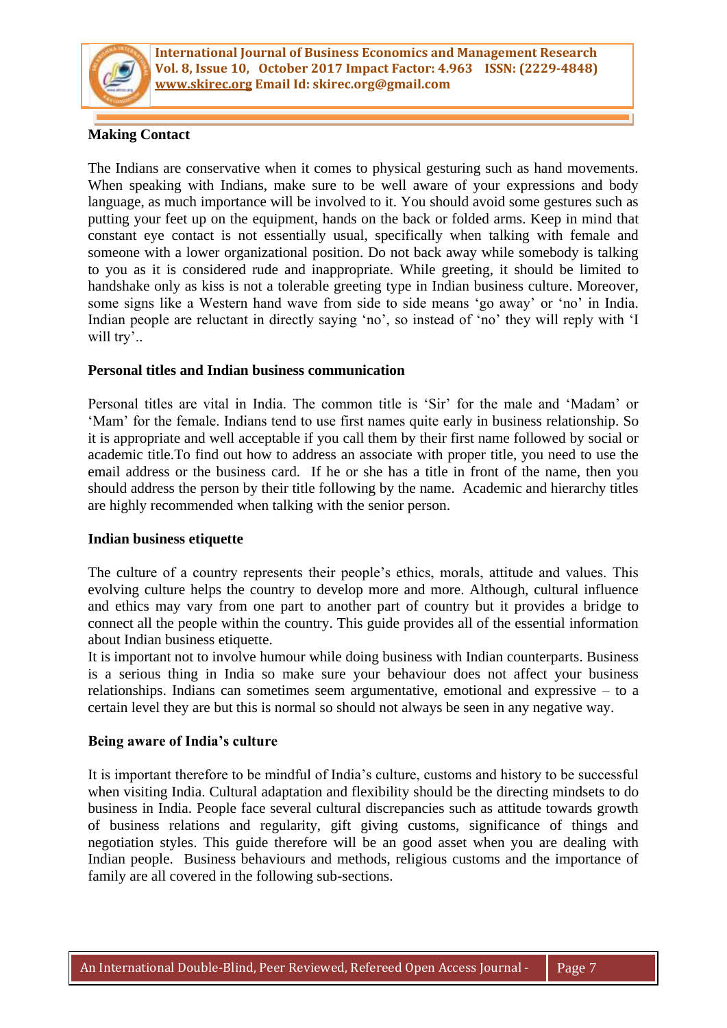**Making Contact**

The Indians are conservative when it comes to physical gesturing such as hand movements. When speaking with Indians, make sure to be well aware of your expressions and body language, as much importance will be involved to it. You should avoid some gestures such as putting your feet up on the equipment, hands on the back or folded arms. Keep in mind that constant eye contact is not essentially usual, specifically when talking with female and someone with a lower organizational position. Do not back away while somebody is talking to you as it is considered rude and inappropriate. While greeting, it should be limited to handshake only as kiss is not a tolerable greeting type in Indian business culture. Moreover, some signs like a Western hand wave from side to side means 'go away' or 'no' in India. Indian people are reluctant in directly saying 'no', so instead of 'no' they will reply with 'I will try'..

**Personal titles and Indian business communication**

Personal titles are vital in India. The common title is 'Sir' for the male and 'Madam' or 'Mam' for the female. Indians tend to use first names quite early in business relationship. So it is appropriate and well acceptable if you call them by their first name followed by social or academic title.To find out how to address an associate with proper title, you need to use the email address or the business card. If he or she has a title in front of the name, then you should address the person by their title following by the name. Academic and hierarchy titles are highly recommended when talking with the senior person.

**Indian business etiquette**

The culture of a country represents their people's ethics, morals, attitude and values. This evolving culture helps the country to develop more and more. Although, cultural influence and ethics may vary from one part to another part of country but it provides a bridge to connect all the people within the country. This guide provides all of the essential information about Indian business etiquette.

It is important not to involve humour while doing business with Indian counterparts. Business is a serious thing in India so make sure your behaviour does not affect your business relationships. Indians can sometimes seem argumentative, emotional and expressive – to a certain level they are but this is normal so should not always be seen in any negative way.

**Being aware of India's culture**

It is important therefore to be mindful of India's culture, customs and history to be successful when visiting India. Cultural adaptation and flexibility should be the directing mindsets to do business in India. People face several cultural discrepancies such as attitude towards growth of business relations and regularity, gift giving customs, significance of things and negotiation styles. This guide therefore will be an good asset when you are dealing with Indian people. Business behaviours and methods, religious customs and the importance of family are all covered in the following sub-sections.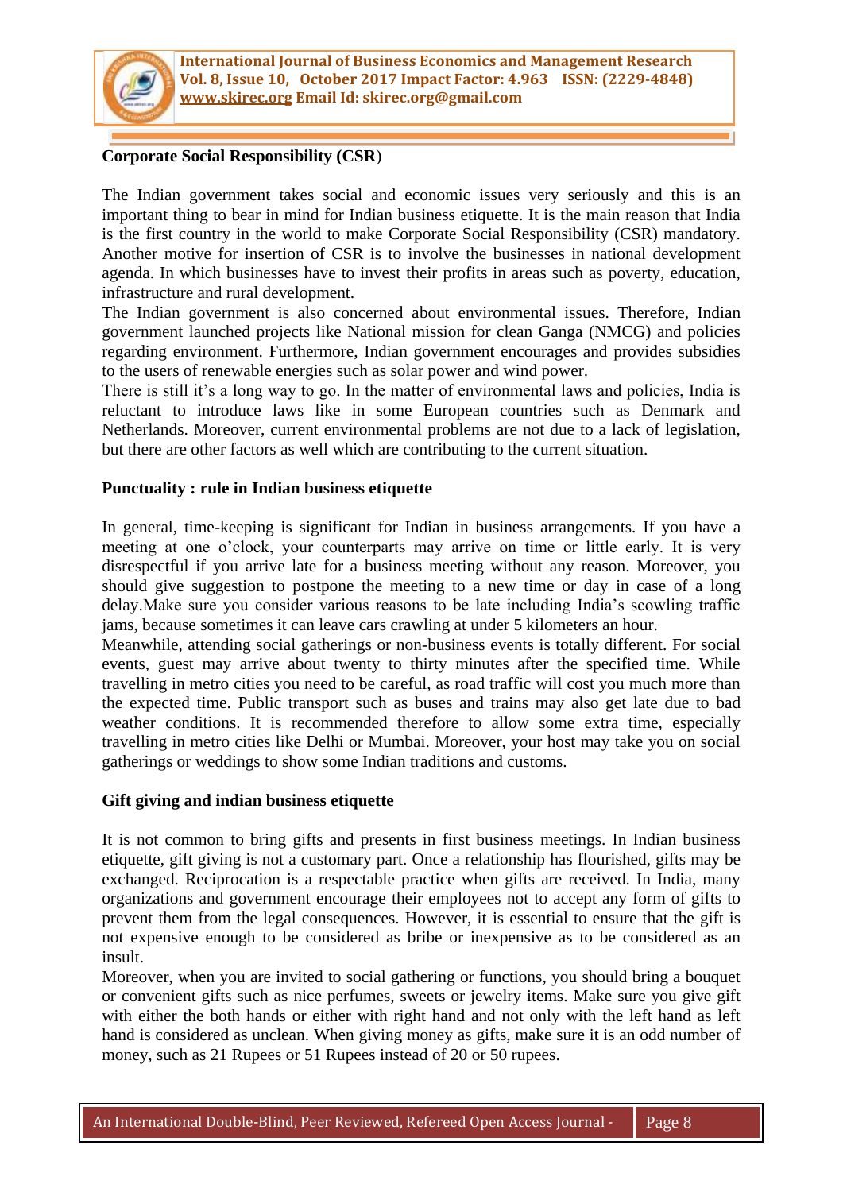**Corporate Social Responsibility (CSR)**

The Indian government takes social and economic issues very seriously and this is an important thing to bear in mind for Indian business etiquette. It is the main reason that India is the first country in the world to make Corporate Social Responsibility (CSR) mandatory. Another motive for insertion of CSR is to involve the businesses in national development agenda. In which businesses have to invest their profits in areas such as poverty, education, infrastructure and rural development.

The Indian government is also concerned about environmental issues. Therefore, Indian government launched projects like National mission for clean Ganga (NMCG) and policies regarding environment. Furthermore, Indian government encourages and provides subsidies to the users of renewable energies such as solar power and wind power.

There is still it's a long way to go. In the matter of environmental laws and policies, India is reluctant to introduce laws like in some European countries such as Denmark and Netherlands. Moreover, current environmental problems are not due to a lack of legislation, but there are other factors as well which are contributing to the current situation.

**Punctuality : rule in Indian business etiquette**

In general, time-keeping is significant for Indian in business arrangements. If you have a meeting at one o'clock, your counterparts may arrive on time or little early. It is very disrespectful if you arrive late for a business meeting without any reason. Moreover, you should give suggestion to postpone the meeting to a new time or day in case of a long delay.Make sure you consider various reasons to be late including India's scowling traffic jams, because sometimes it can leave cars crawling at under 5 kilometers an hour.

Meanwhile, attending social gatherings or non-business events is totally different. For social events, guest may arrive about twenty to thirty minutes after the specified time. While travelling in metro cities you need to be careful, as road traffic will cost you much more than the expected time. Public transport such as buses and trains may also get late due to bad weather conditions. It is recommended therefore to allow some extra time, especially travelling in metro cities like Delhi or Mumbai. Moreover, your host may take you on social gatherings or weddings to show some Indian traditions and customs.

**Gift giving and indian business etiquette**

It is not common to bring gifts and presents in first business meetings. In Indian business etiquette, gift giving is not a customary part. Once a relationship has flourished, gifts may be exchanged. Reciprocation is a respectable practice when gifts are received. In India, many organizations and government encourage their employees not to accept any form of gifts to prevent them from the legal consequences. However, it is essential to ensure that the gift is not expensive enough to be considered as bribe or inexpensive as to be considered as an insult.

Moreover, when you are invited to social gathering or functions, you should bring a bouquet or convenient gifts such as nice perfumes, sweets or jewelry items. Make sure you give gift with either the both hands or either with right hand and not only with the left hand as left hand is considered as unclean. When giving money as gifts, make sure it is an odd number of money, such as 21 Rupees or 51 Rupees instead of 20 or 50 rupees.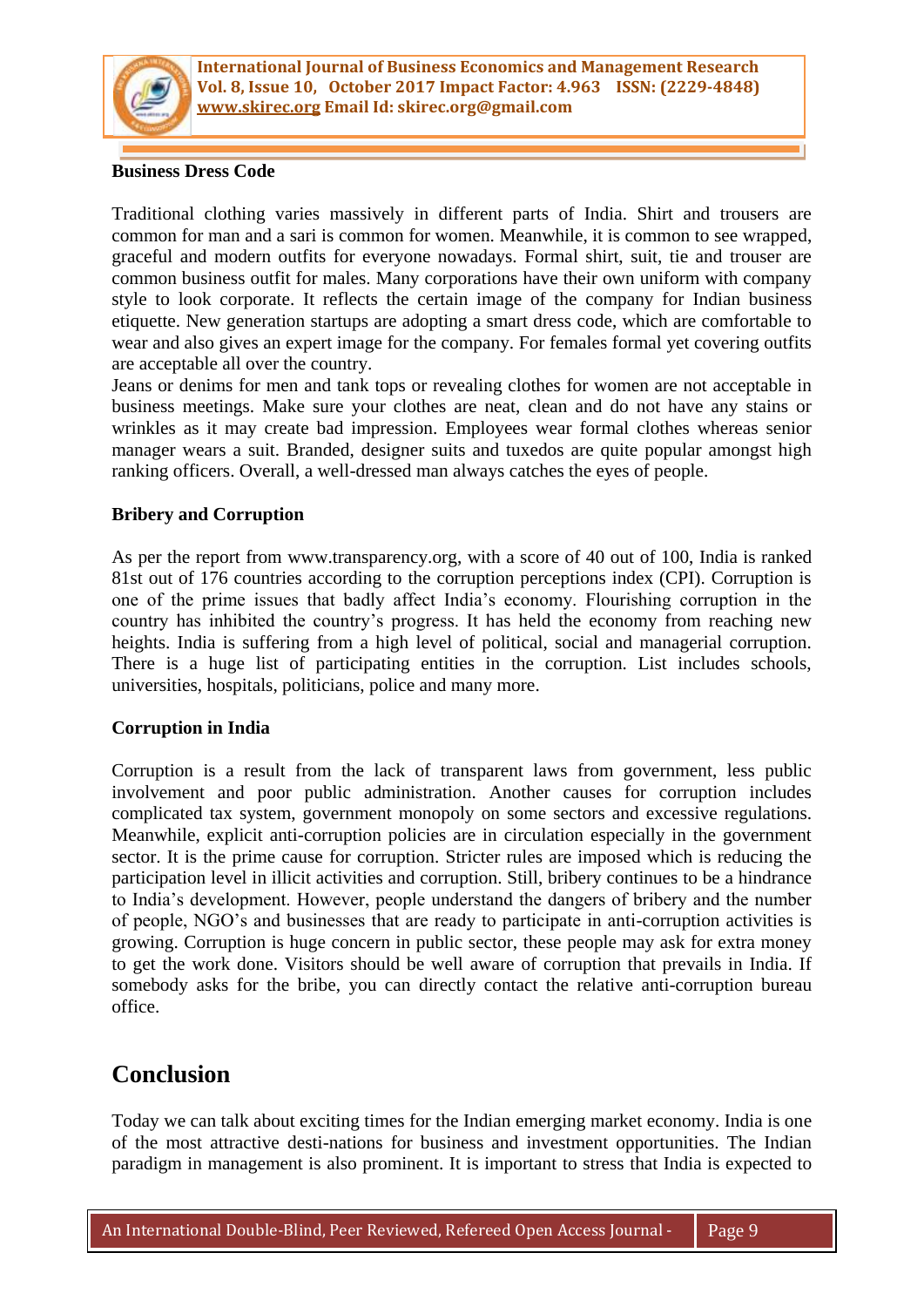**Business Dress Code**

Traditional clothing varies massively in different parts of India. Shirt and trousers are common for man and a sari is common for women. Meanwhile, it is common to see wrapped, graceful and modern outfits for everyone nowadays. Formal shirt, suit, tie and trouser are common business outfit for males. Many corporations have their own uniform with company style to look corporate. It reflects the certain image of the company for Indian business etiquette. New generation startups are adopting a smart dress code, which are comfortable to wear and also gives an expert image for the company. For females formal yet covering outfits are acceptable all over the country.
Jeans or denims for men and tank tops or revealing clothes for women are not acceptable in business meetings. Make sure your clothes are neat, clean and do not have any stains or wrinkles as it may create bad impression. Employees wear formal clothes whereas senior manager wears a suit. Branded, designer suits and tuxedos are quite popular amongst high ranking officers. Overall, a well-dressed man always catches the eyes of people.

**Bribery and Corruption**

As per the report from www.transparency.org, with a score of 40 out of 100, India is ranked 81st out of 176 countries according to the corruption perceptions index (CPI). Corruption is one of the prime issues that badly affect India's economy. Flourishing corruption in the country has inhibited the country's progress. It has held the economy from reaching new heights. India is suffering from a high level of political, social and managerial corruption. There is a huge list of participating entities in the corruption. List includes schools, universities, hospitals, politicians, police and many more.

**Corruption in India**

Corruption is a result from the lack of transparent laws from government, less public involvement and poor public administration. Another causes for corruption includes complicated tax system, government monopoly on some sectors and excessive regulations. Meanwhile, explicit anti-corruption policies are in circulation especially in the government sector. It is the prime cause for corruption. Stricter rules are imposed which is reducing the participation level in illicit activities and corruption. Still, bribery continues to be a hindrance to India's development. However, people understand the dangers of bribery and the number of people, NGO's and businesses that are ready to participate in anti-corruption activities is growing. Corruption is huge concern in public sector, these people may ask for extra money to get the work done. Visitors should be well aware of corruption that prevails in India. If somebody asks for the bribe, you can directly contact the relative anti-corruption bureau office.

## Conclusion

Today we can talk about exciting times for the Indian emerging market economy. India is one of the most attractive desti-nations for business and investment opportunities. The Indian paradigm in management is also prominent. It is important to stress that India is expected to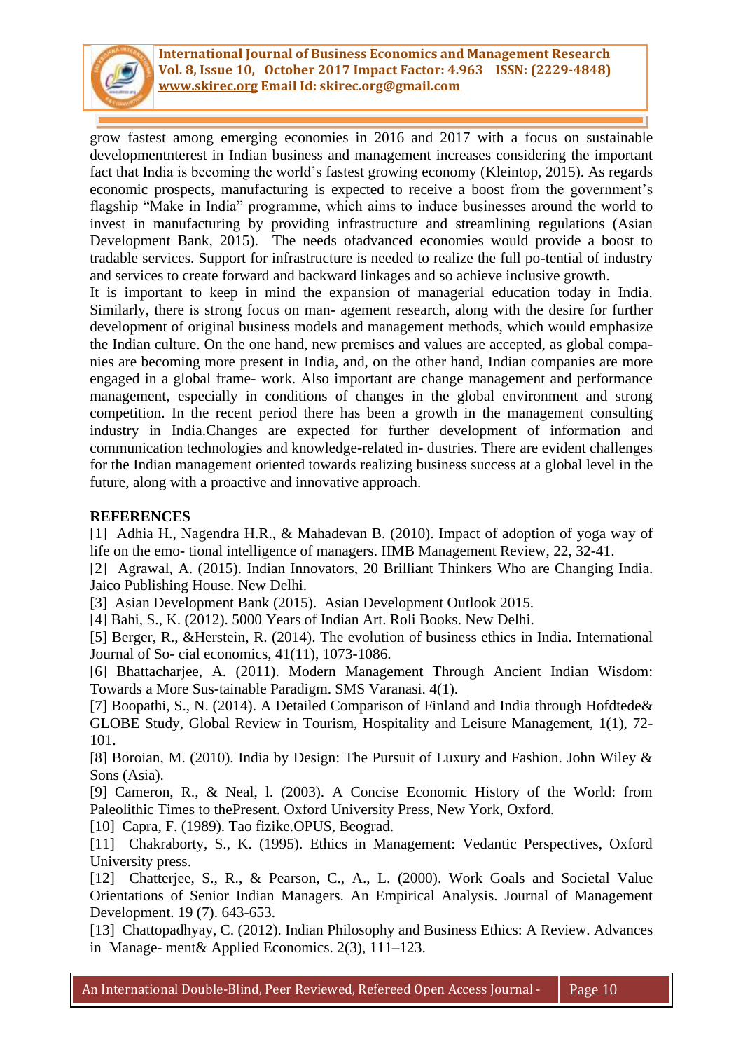grow fastest among emerging economies in 2016 and 2017 with a focus on sustainable developmentnterest in Indian business and management increases considering the important fact that India is becoming the world's fastest growing economy (Kleintop, 2015). As regards economic prospects, manufacturing is expected to receive a boost from the government's flagship "Make in India" programme, which aims to induce businesses around the world to invest in manufacturing by providing infrastructure and streamlining regulations (Asian Development Bank, 2015). The needs ofadvanced economies would provide a boost to tradable services. Support for infrastructure is needed to realize the full po-tential of industry and services to create forward and backward linkages and so achieve inclusive growth.

It is important to keep in mind the expansion of managerial education today in India. Similarly, there is strong focus on man- agement research, along with the desire for further development of original business models and management methods, which would emphasize the Indian culture. On the one hand, new premises and values are accepted, as global compa- nies are becoming more present in India, and, on the other hand, Indian companies are more engaged in a global frame- work. Also important are change management and performance management, especially in conditions of changes in the global environment and strong competition. In the recent period there has been a growth in the management consulting industry in India.Changes are expected for further development of information and communication technologies and knowledge-related in- dustries. There are evident challenges for the Indian management oriented towards realizing business success at a global level in the future, along with a proactive and innovative approach.

## REFERENCES

[1] Adhia H., Nagendra H.R., & Mahadevan B. (2010). Impact of adoption of yoga way of life on the emo- tional intelligence of managers. IIMB Management Review, 22, 32-41.

[2] Agrawal, A. (2015). Indian Innovators, 20 Brilliant Thinkers Who are Changing India. Jaico Publishing House. New Delhi.

[3] Asian Development Bank (2015). Asian Development Outlook 2015.

[4] Bahi, S., K. (2012). 5000 Years of Indian Art. Roli Books. New Delhi.

[5] Berger, R., &Herstein, R. (2014). The evolution of business ethics in India. International Journal of So- cial economics, 41(11), 1073-1086.

[6] Bhattacharjee, A. (2011). Modern Management Through Ancient Indian Wisdom: Towards a More Sus-tainable Paradigm. SMS Varanasi. 4(1).

[7] Boopathi, S., N. (2014). A Detailed Comparison of Finland and India through Hofdtede& GLOBE Study, Global Review in Tourism, Hospitality and Leisure Management, 1(1), 72-101.

[8] Boroian, M. (2010). India by Design: The Pursuit of Luxury and Fashion. John Wiley & Sons (Asia).

[9] Cameron, R., & Neal, l. (2003). A Concise Economic History of the World: from Paleolithic Times to thePresent. Oxford University Press, New York, Oxford.

[10] Capra, F. (1989). Tao fizike.OPUS, Beograd.

[11] Chakraborty, S., K. (1995). Ethics in Management: Vedantic Perspectives, Oxford University press.

[12] Chatterjee, S., R., & Pearson, C., A., L. (2000). Work Goals and Societal Value Orientations of Senior Indian Managers. An Empirical Analysis. Journal of Management Development. 19 (7). 643-653.

[13] Chattopadhyay, C. (2012). Indian Philosophy and Business Ethics: A Review. Advances in Manage- ment& Applied Economics. 2(3), 111–123.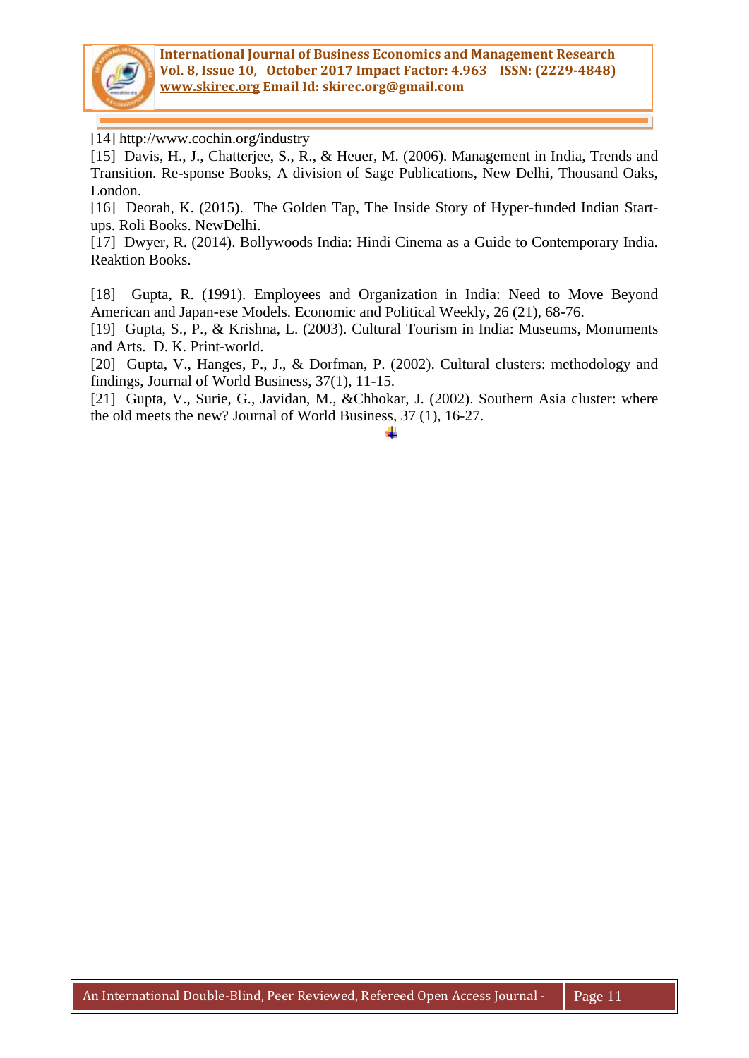[14] http://www.cochin.org/industry

[15] Davis, H., J., Chatterjee, S., R., & Heuer, M. (2006). Management in India, Trends and Transition. Re-sponse Books, A division of Sage Publications, New Delhi, Thousand Oaks, London.

[16] Deorah, K. (2015). The Golden Tap, The Inside Story of Hyper-funded Indian Start-ups. Roli Books. NewDelhi.

[17] Dwyer, R. (2014). Bollywoods India: Hindi Cinema as a Guide to Contemporary India. Reaktion Books.

[18] Gupta, R. (1991). Employees and Organization in India: Need to Move Beyond American and Japan-ese Models. Economic and Political Weekly, 26 (21), 68-76.

[19] Gupta, S., P., & Krishna, L. (2003). Cultural Tourism in India: Museums, Monuments and Arts. D. K. Print-world.

[20] Gupta, V., Hanges, P., J., & Dorfman, P. (2002). Cultural clusters: methodology and findings, Journal of World Business, 37(1), 11-15.

[21] Gupta, V., Surie, G., Javidan, M., &Chhokar, J. (2002). Southern Asia cluster: where the old meets the new? Journal of World Business, 37 (1), 16-27.